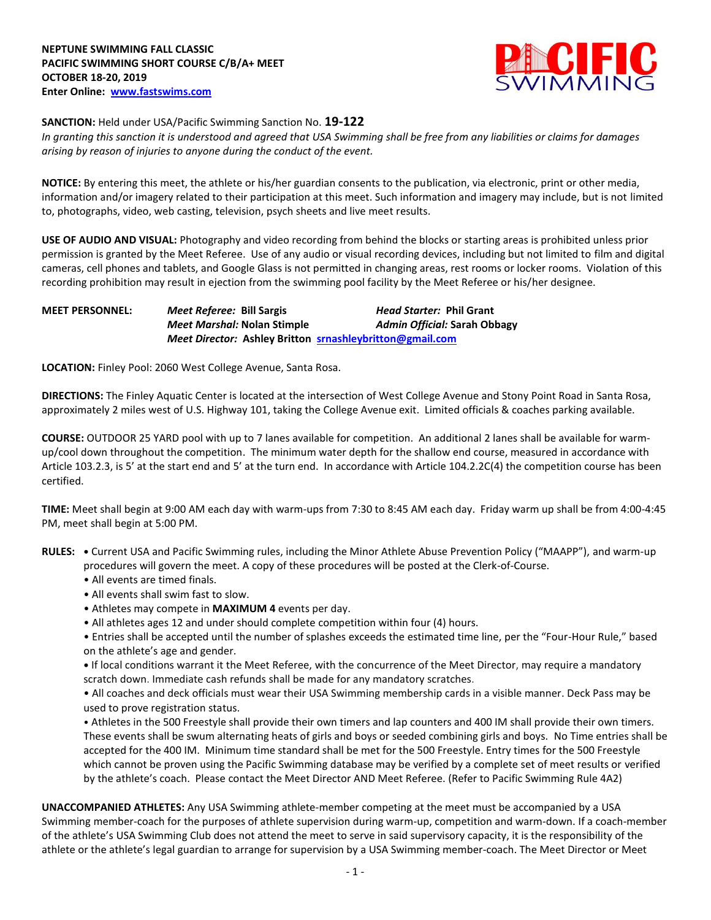**NEPTUNE SWIMMING FALL CLASSIC**
**PACIFIC SWIMMING SHORT COURSE C/B/A+ MEET**
**OCTOBER 18-20, 2019**
**Enter Online: www.fastswims.com**

**SANCTION:** Held under USA/Pacific Swimming Sanction No. **19-122**
*In granting this sanction it is understood and agreed that USA Swimming shall be free from any liabilities or claims for damages arising by reason of injuries to anyone during the conduct of the event.*

**NOTICE:** By entering this meet, the athlete or his/her guardian consents to the publication, via electronic, print or other media, information and/or imagery related to their participation at this meet. Such information and imagery may include, but is not limited to, photographs, video, web casting, television, psych sheets and live meet results.

**USE OF AUDIO AND VISUAL:** Photography and video recording from behind the blocks or starting areas is prohibited unless prior permission is granted by the Meet Referee. Use of any audio or visual recording devices, including but not limited to film and digital cameras, cell phones and tablets, and Google Glass is not permitted in changing areas, rest rooms or locker rooms. Violation of this recording prohibition may result in ejection from the swimming pool facility by the Meet Referee or his/her designee.

**MEET PERSONNEL:**
***Meet Referee:* Bill Sargis** — ***Head Starter:* Phil Grant**
***Meet Marshal:* Nolan Stimple** — ***Admin Official:* Sarah Obbagy**
***Meet Director:* Ashley Britton srnashleybritton@gmail.com**

**LOCATION:** Finley Pool: 2060 West College Avenue, Santa Rosa.

**DIRECTIONS:** The Finley Aquatic Center is located at the intersection of West College Avenue and Stony Point Road in Santa Rosa, approximately 2 miles west of U.S. Highway 101, taking the College Avenue exit. Limited officials & coaches parking available.

**COURSE:** OUTDOOR 25 YARD pool with up to 7 lanes available for competition. An additional 2 lanes shall be available for warm-up/cool down throughout the competition. The minimum water depth for the shallow end course, measured in accordance with Article 103.2.3, is 5' at the start end and 5' at the turn end. In accordance with Article 104.2.2C(4) the competition course has been certified.

**TIME:** Meet shall begin at 9:00 AM each day with warm-ups from 7:30 to 8:45 AM each day. Friday warm up shall be from 4:00-4:45 PM, meet shall begin at 5:00 PM.

**RULES:**

- Current USA and Pacific Swimming rules, including the Minor Athlete Abuse Prevention Policy ("MAAPP"), and warm-up procedures will govern the meet. A copy of these procedures will be posted at the Clerk-of-Course.
- All events are timed finals.
- All events shall swim fast to slow.
- Athletes may compete in **MAXIMUM 4** events per day.
- All athletes ages 12 and under should complete competition within four (4) hours.
- Entries shall be accepted until the number of splashes exceeds the estimated time line, per the "Four-Hour Rule," based on the athlete's age and gender.
- If local conditions warrant it the Meet Referee, with the concurrence of the Meet Director, may require a mandatory scratch down. Immediate cash refunds shall be made for any mandatory scratches.
- All coaches and deck officials must wear their USA Swimming membership cards in a visible manner. Deck Pass may be used to prove registration status.
- Athletes in the 500 Freestyle shall provide their own timers and lap counters and 400 IM shall provide their own timers. These events shall be swum alternating heats of girls and boys or seeded combining girls and boys. No Time entries shall be accepted for the 400 IM. Minimum time standard shall be met for the 500 Freestyle. Entry times for the 500 Freestyle which cannot be proven using the Pacific Swimming database may be verified by a complete set of meet results or verified by the athlete's coach. Please contact the Meet Director AND Meet Referee. (Refer to Pacific Swimming Rule 4A2)

**UNACCOMPANIED ATHLETES:** Any USA Swimming athlete-member competing at the meet must be accompanied by a USA Swimming member-coach for the purposes of athlete supervision during warm-up, competition and warm-down. If a coach-member of the athlete's USA Swimming Club does not attend the meet to serve in said supervisory capacity, it is the responsibility of the athlete or the athlete's legal guardian to arrange for supervision by a USA Swimming member-coach. The Meet Director or Meet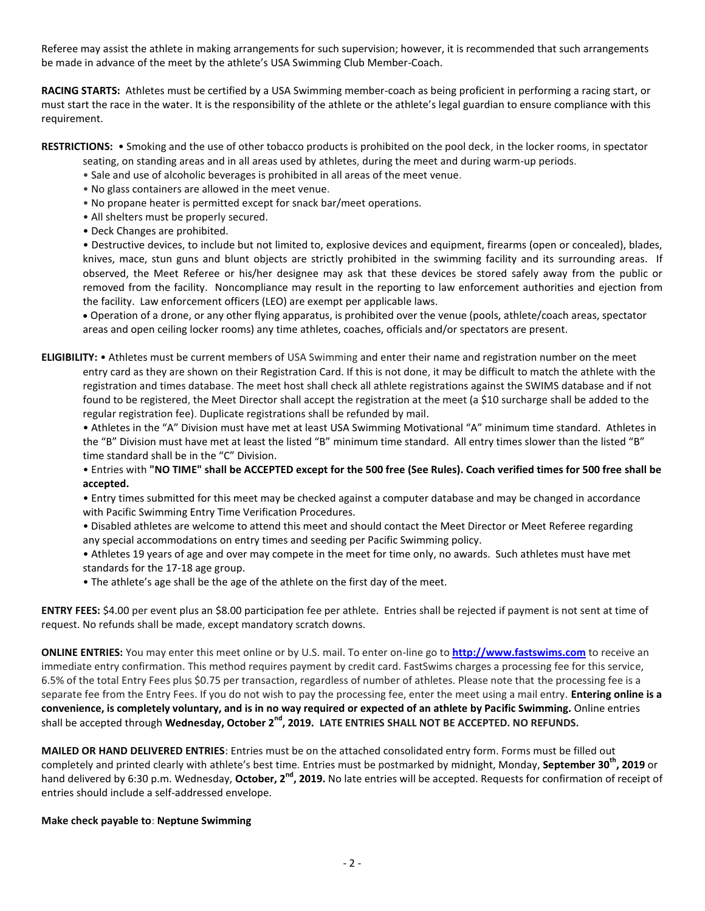Referee may assist the athlete in making arrangements for such supervision; however, it is recommended that such arrangements be made in advance of the meet by the athlete's USA Swimming Club Member-Coach.

**RACING STARTS:** Athletes must be certified by a USA Swimming member-coach as being proficient in performing a racing start, or must start the race in the water. It is the responsibility of the athlete or the athlete's legal guardian to ensure compliance with this requirement.

**RESTRICTIONS:** • Smoking and the use of other tobacco products is prohibited on the pool deck, in the locker rooms, in spectator seating, on standing areas and in all areas used by athletes, during the meet and during warm-up periods.

- Sale and use of alcoholic beverages is prohibited in all areas of the meet venue.
- No glass containers are allowed in the meet venue.
- No propane heater is permitted except for snack bar/meet operations.
- All shelters must be properly secured.
- Deck Changes are prohibited.
- Destructive devices, to include but not limited to, explosive devices and equipment, firearms (open or concealed), blades, knives, mace, stun guns and blunt objects are strictly prohibited in the swimming facility and its surrounding areas. If observed, the Meet Referee or his/her designee may ask that these devices be stored safely away from the public or removed from the facility. Noncompliance may result in the reporting to law enforcement authorities and ejection from the facility. Law enforcement officers (LEO) are exempt per applicable laws.
- Operation of a drone, or any other flying apparatus, is prohibited over the venue (pools, athlete/coach areas, spectator areas and open ceiling locker rooms) any time athletes, coaches, officials and/or spectators are present.

**ELIGIBILITY:** • Athletes must be current members of USA Swimming and enter their name and registration number on the meet entry card as they are shown on their Registration Card. If this is not done, it may be difficult to match the athlete with the registration and times database. The meet host shall check all athlete registrations against the SWIMS database and if not found to be registered, the Meet Director shall accept the registration at the meet (a $10 surcharge shall be added to the regular registration fee). Duplicate registrations shall be refunded by mail.

- Athletes in the "A" Division must have met at least USA Swimming Motivational "A" minimum time standard. Athletes in the "B" Division must have met at least the listed "B" minimum time standard. All entry times slower than the listed "B" time standard shall be in the "C" Division.
- Entries with **"NO TIME" shall be ACCEPTED except for the 500 free (See Rules). Coach verified times for 500 free shall be accepted.**
- Entry times submitted for this meet may be checked against a computer database and may be changed in accordance with Pacific Swimming Entry Time Verification Procedures.
- Disabled athletes are welcome to attend this meet and should contact the Meet Director or Meet Referee regarding any special accommodations on entry times and seeding per Pacific Swimming policy.
- Athletes 19 years of age and over may compete in the meet for time only, no awards. Such athletes must have met standards for the 17-18 age group.
- The athlete's age shall be the age of the athlete on the first day of the meet.

**ENTRY FEES:** $4.00 per event plus an $8.00 participation fee per athlete. Entries shall be rejected if payment is not sent at time of request. No refunds shall be made, except mandatory scratch downs.

**ONLINE ENTRIES:** You may enter this meet online or by U.S. mail. To enter on-line go to **http://www.fastswims.com** to receive an immediate entry confirmation. This method requires payment by credit card. FastSwims charges a processing fee for this service, 6.5% of the total Entry Fees plus $0.75 per transaction, regardless of number of athletes. Please note that the processing fee is a separate fee from the Entry Fees. If you do not wish to pay the processing fee, enter the meet using a mail entry. **Entering online is a convenience, is completely voluntary, and is in no way required or expected of an athlete by Pacific Swimming.** Online entries shall be accepted through **Wednesday, October 2nd, 2019. LATE ENTRIES SHALL NOT BE ACCEPTED. NO REFUNDS.**

**MAILED OR HAND DELIVERED ENTRIES**: Entries must be on the attached consolidated entry form. Forms must be filled out completely and printed clearly with athlete's best time. Entries must be postmarked by midnight, Monday, **September 30th, 2019** or hand delivered by 6:30 p.m. Wednesday, **October, 2nd, 2019.** No late entries will be accepted. Requests for confirmation of receipt of entries should include a self-addressed envelope.

**Make check payable to**: **Neptune Swimming**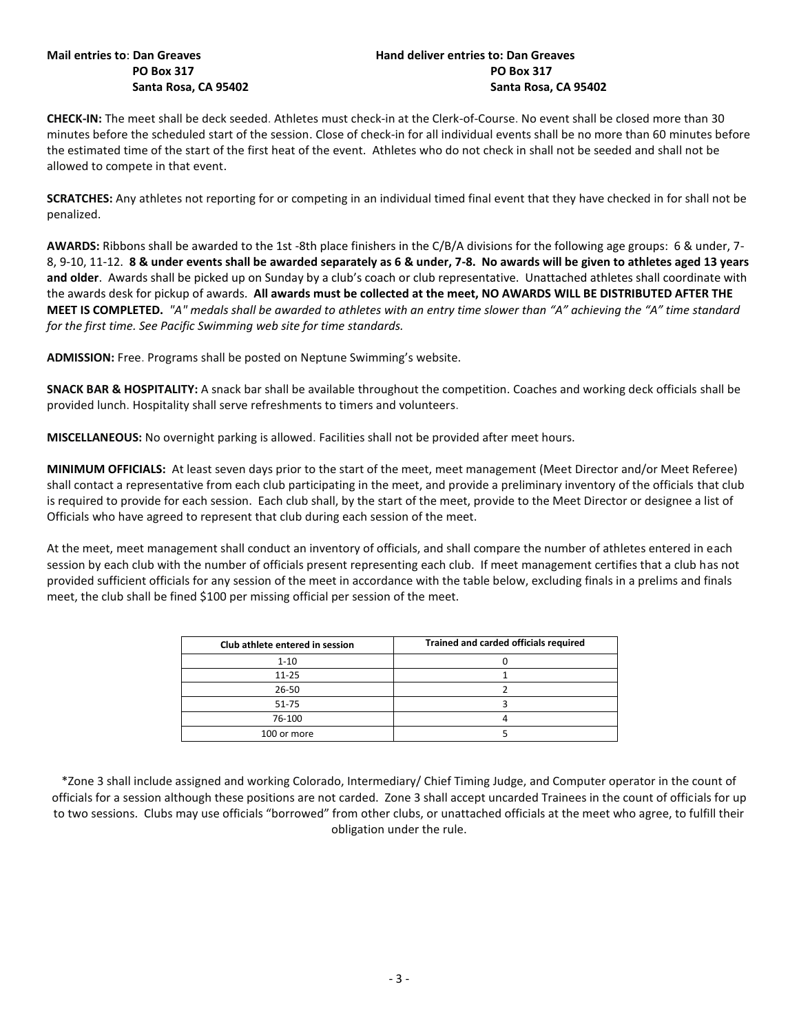**Mail entries to**: **Dan Greaves**
**PO Box 317**
**Santa Rosa, CA 95402**

**Hand deliver entries to: Dan Greaves**
**PO Box 317**
**Santa Rosa, CA 95402**

**CHECK-IN:** The meet shall be deck seeded. Athletes must check-in at the Clerk-of-Course. No event shall be closed more than 30 minutes before the scheduled start of the session. Close of check-in for all individual events shall be no more than 60 minutes before the estimated time of the start of the first heat of the event. Athletes who do not check in shall not be seeded and shall not be allowed to compete in that event.

**SCRATCHES:** Any athletes not reporting for or competing in an individual timed final event that they have checked in for shall not be penalized.

**AWARDS:** Ribbons shall be awarded to the 1st -8th place finishers in the C/B/A divisions for the following age groups: 6 & under, 7-8, 9-10, 11-12. **8 & under events shall be awarded separately as 6 & under, 7-8. No awards will be given to athletes aged 13 years and older**. Awards shall be picked up on Sunday by a club's coach or club representative. Unattached athletes shall coordinate with the awards desk for pickup of awards. **All awards must be collected at the meet, NO AWARDS WILL BE DISTRIBUTED AFTER THE MEET IS COMPLETED.** *"A" medals shall be awarded to athletes with an entry time slower than "A" achieving the "A" time standard for the first time. See Pacific Swimming web site for time standards.*

**ADMISSION:** Free. Programs shall be posted on Neptune Swimming's website.

**SNACK BAR & HOSPITALITY:** A snack bar shall be available throughout the competition. Coaches and working deck officials shall be provided lunch. Hospitality shall serve refreshments to timers and volunteers.

**MISCELLANEOUS:** No overnight parking is allowed. Facilities shall not be provided after meet hours.

**MINIMUM OFFICIALS:** At least seven days prior to the start of the meet, meet management (Meet Director and/or Meet Referee) shall contact a representative from each club participating in the meet, and provide a preliminary inventory of the officials that club is required to provide for each session. Each club shall, by the start of the meet, provide to the Meet Director or designee a list of Officials who have agreed to represent that club during each session of the meet.

At the meet, meet management shall conduct an inventory of officials, and shall compare the number of athletes entered in each session by each club with the number of officials present representing each club. If meet management certifies that a club has not provided sufficient officials for any session of the meet in accordance with the table below, excluding finals in a prelims and finals meet, the club shall be fined $100 per missing official per session of the meet.

| Club athlete entered in session | Trained and carded officials required |
|---|---|
| 1-10 | 0 |
| 11-25 | 1 |
| 26-50 | 2 |
| 51-75 | 3 |
| 76-100 | 4 |
| 100 or more | 5 |

*Zone 3 shall include assigned and working Colorado, Intermediary/ Chief Timing Judge, and Computer operator in the count of officials for a session although these positions are not carded. Zone 3 shall accept uncarded Trainees in the count of officials for up to two sessions. Clubs may use officials "borrowed" from other clubs, or unattached officials at the meet who agree, to fulfill their obligation under the rule.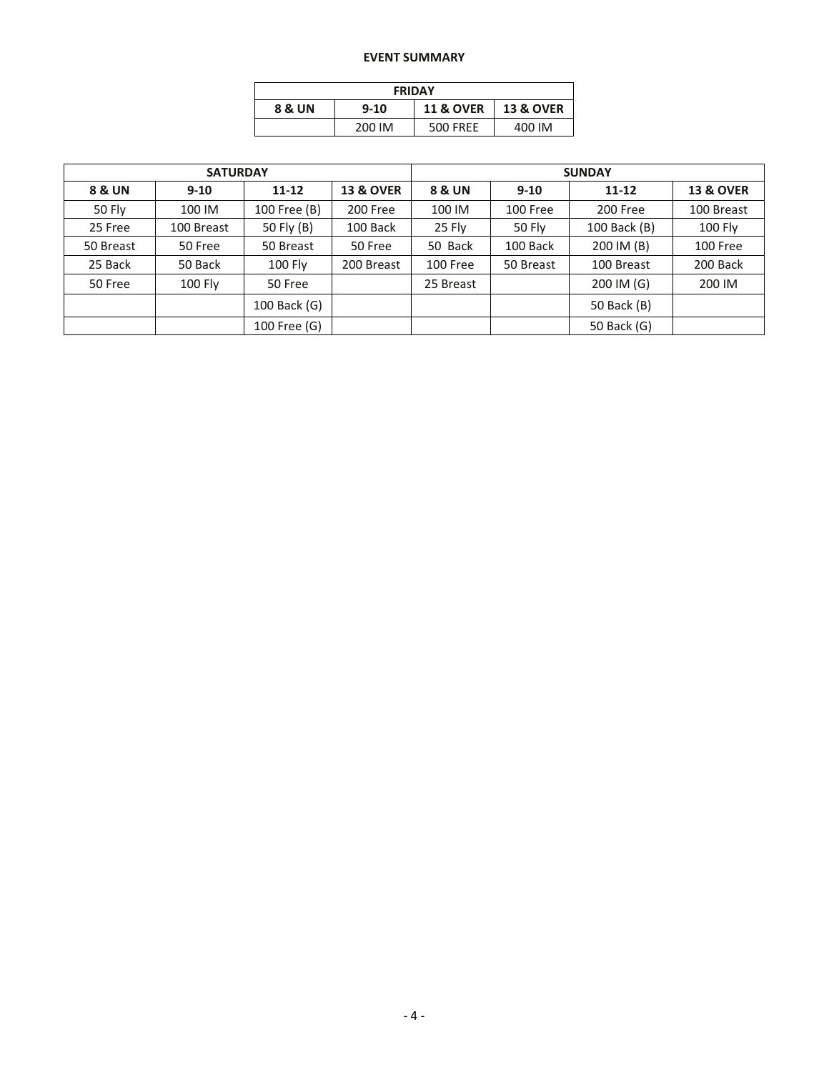**EVENT SUMMARY**

| FRIDAY | | | |
|---|---|---|---|
| **8 & UN** | **9-10** | **11 & OVER** | **13 & OVER** |
| | 200 IM | 500 FREE | 400 IM |

| SATURDAY | | | | SUNDAY | | | |
|---|---|---|---|---|---|---|---|
| **8 & UN** | **9-10** | **11-12** | **13 & OVER** | **8 & UN** | **9-10** | **11-12** | **13 & OVER** |
| 50 Fly | 100 IM | 100 Free (B) | 200 Free | 100 IM | 100 Free | 200 Free | 100 Breast |
| 25 Free | 100 Breast | 50 Fly (B) | 100 Back | 25 Fly | 50 Fly | 100 Back (B) | 100 Fly |
| 50 Breast | 50 Free | 50 Breast | 50 Free | 50 Back | 100 Back | 200 IM (B) | 100 Free |
| 25 Back | 50 Back | 100 Fly | 200 Breast | 100 Free | 50 Breast | 100 Breast | 200 Back |
| 50 Free | 100 Fly | 50 Free | | 25 Breast | | 200 IM (G) | 200 IM |
| | | 100 Back (G) | | | | 50 Back (B) | |
| | | 100 Free (G) | | | | 50 Back (G) | |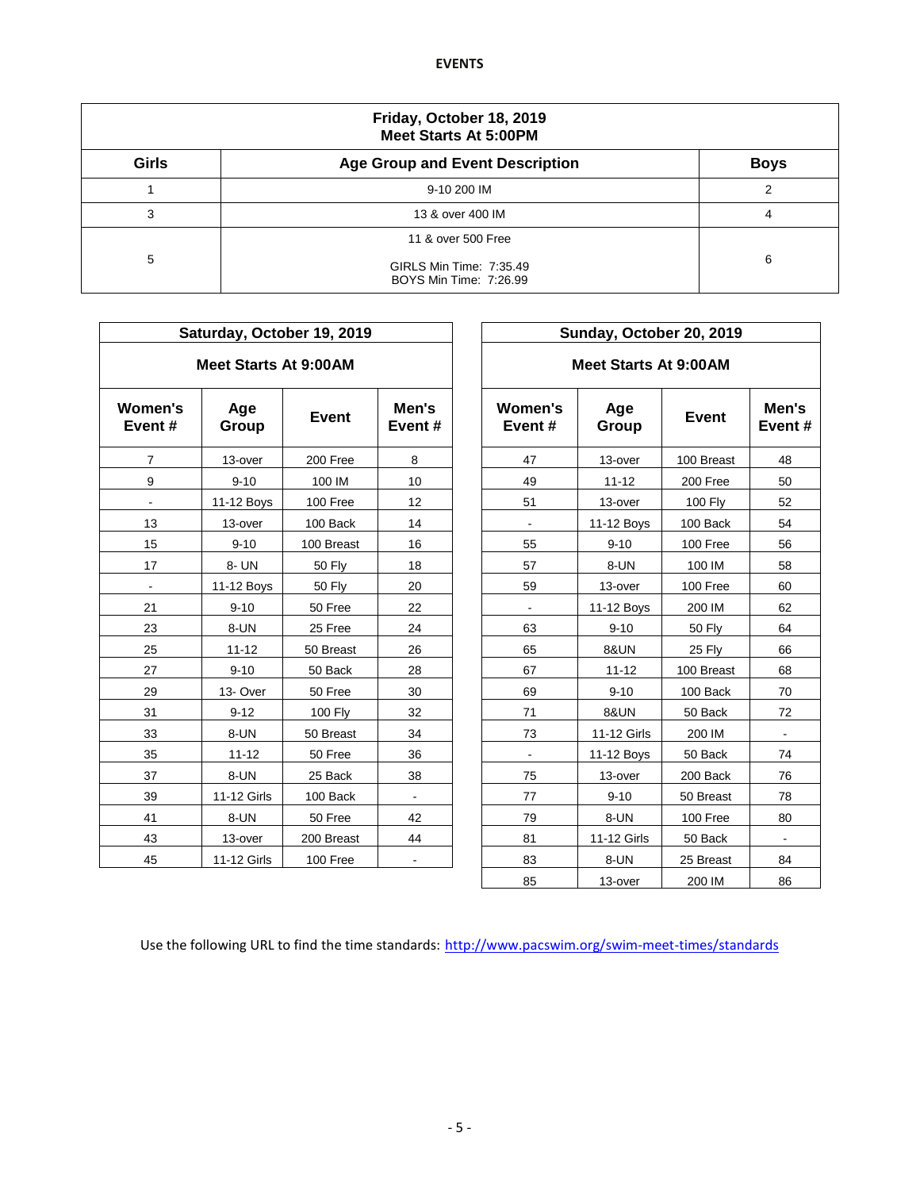# EVENTS

| Friday, October 18, 2019<br>Meet Starts At 5:00PM | | |
|---|---|---|
| **Girls** | **Age Group and Event Description** | **Boys** |
| 1 | 9-10 200 IM | 2 |
| 3 | 13 & over 400 IM | 4 |
| 5 | 11 & over 500 Free<br><br>GIRLS Min Time: 7:35.49<br>BOYS Min Time: 7:26.99 | 6 |

| Saturday, October 19, 2019 | | | |
|---|---|---|---|
| **Meet Starts At 9:00AM** | | | |
| **Women's Event #** | **Age Group** | **Event** | **Men's Event #** |
| 7 | 13-over | 200 Free | 8 |
| 9 | 9-10 | 100 IM | 10 |
| - | 11-12 Boys | 100 Free | 12 |
| 13 | 13-over | 100 Back | 14 |
| 15 | 9-10 | 100 Breast | 16 |
| 17 | 8- UN | 50 Fly | 18 |
| - | 11-12 Boys | 50 Fly | 20 |
| 21 | 9-10 | 50 Free | 22 |
| 23 | 8-UN | 25 Free | 24 |
| 25 | 11-12 | 50 Breast | 26 |
| 27 | 9-10 | 50 Back | 28 |
| 29 | 13- Over | 50 Free | 30 |
| 31 | 9-12 | 100 Fly | 32 |
| 33 | 8-UN | 50 Breast | 34 |
| 35 | 11-12 | 50 Free | 36 |
| 37 | 8-UN | 25 Back | 38 |
| 39 | 11-12 Girls | 100 Back | - |
| 41 | 8-UN | 50 Free | 42 |
| 43 | 13-over | 200 Breast | 44 |
| 45 | 11-12 Girls | 100 Free | - |

| Sunday, October 20, 2019 | | | |
|---|---|---|---|
| **Meet Starts At 9:00AM** | | | |
| **Women's Event #** | **Age Group** | **Event** | **Men's Event #** |
| 47 | 13-over | 100 Breast | 48 |
| 49 | 11-12 | 200 Free | 50 |
| 51 | 13-over | 100 Fly | 52 |
| - | 11-12 Boys | 100 Back | 54 |
| 55 | 9-10 | 100 Free | 56 |
| 57 | 8-UN | 100 IM | 58 |
| 59 | 13-over | 100 Free | 60 |
| - | 11-12 Boys | 200 IM | 62 |
| 63 | 9-10 | 50 Fly | 64 |
| 65 | 8&UN | 25 Fly | 66 |
| 67 | 11-12 | 100 Breast | 68 |
| 69 | 9-10 | 100 Back | 70 |
| 71 | 8&UN | 50 Back | 72 |
| 73 | 11-12 Girls | 200 IM | - |
| - | 11-12 Boys | 50 Back | 74 |
| 75 | 13-over | 200 Back | 76 |
| 77 | 9-10 | 50 Breast | 78 |
| 79 | 8-UN | 100 Free | 80 |
| 81 | 11-12 Girls | 50 Back | - |
| 83 | 8-UN | 25 Breast | 84 |
| 85 | 13-over | 200 IM | 86 |

Use the following URL to find the time standards: http://www.pacswim.org/swim-meet-times/standards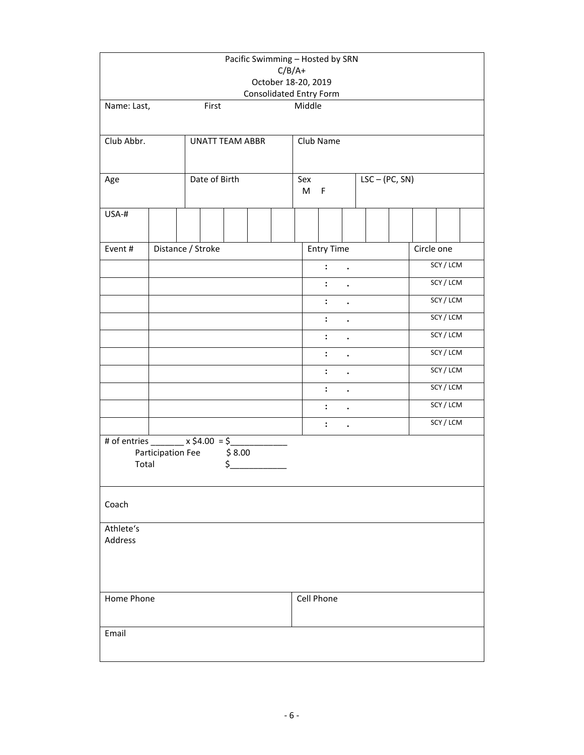Pacific Swimming – Hosted by SRN
C/B/A+
October 18-20, 2019
Consolidated Entry Form

| Name: Last, | First | Middle |
| --- | --- | --- |
| | | |

| Club Abbr. | UNATT TEAM ABBR | Club Name | |
| --- | --- | --- | --- |
| Age | Date of Birth | Sex<br>M F | LSC – (PC, SN) |

| USA-# | | | | | | | | | | | | | | |
| --- | --- | --- | --- | --- | --- | --- | --- | --- | --- | --- | --- | --- | --- | --- |

| Event # | Distance / Stroke | Entry Time | Circle one |
| --- | --- | --- | --- |
| | | : . | SCY / LCM |
| | | : . | SCY / LCM |
| | | : . | SCY / LCM |
| | | : . | SCY / LCM |
| | | : . | SCY / LCM |
| | | : . | SCY / LCM |
| | | : . | SCY / LCM |
| | | : . | SCY / LCM |
| | | : . | SCY / LCM |
| | | : . | SCY / LCM |

# of entries _______ x $4.00 = $____________
Participation Fee $ 8.00
Total $____________

Coach

Athlete's Address

| Home Phone | Cell Phone |
| --- | --- |
| | |

Email